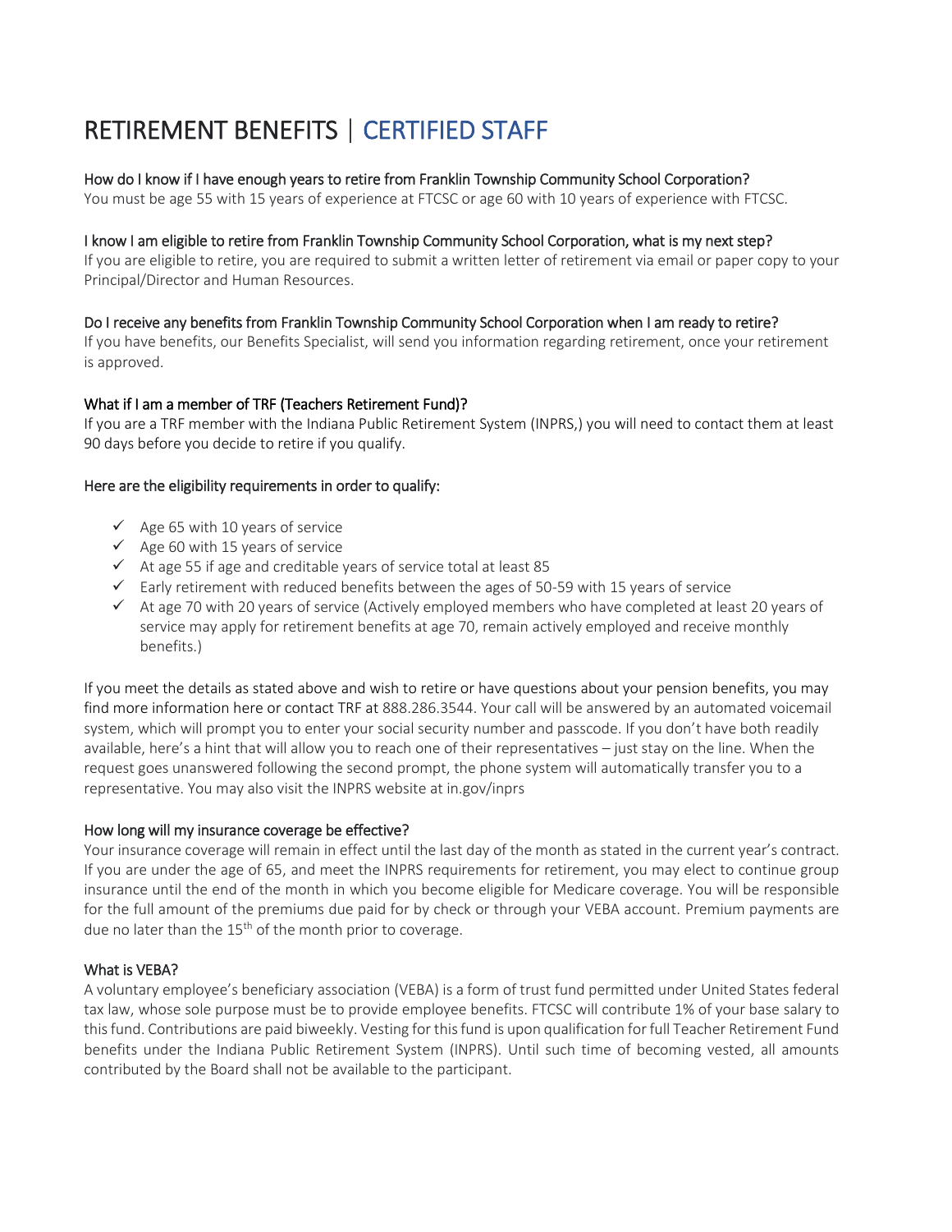# RETIREMENT BENEFITS | CERTIFIED STAFF

### How do I know if I have enough years to retire from Franklin Township Community School Corporation?

You must be age 55 with 15 years of experience at FTCSC or age 60 with 10 years of experience with FTCSC.

### I know I am eligible to retire from Franklin Township Community School Corporation, what is my next step?

If you are eligible to retire, you are required to submit a written letter of retirement via email or paper copy to your Principal/Director and Human Resources.

### Do I receive any benefits from Franklin Township Community School Corporation when I am ready to retire?

If you have benefits, our Benefits Specialist, will send you information regarding retirement, once your retirement is approved.

### What if I am a member of TRF (Teachers Retirement Fund)?

If you are a TRF member with the Indiana Public Retirement System (INPRS,) you will need to contact them at least 90 days before you decide to retire if you qualify.

### Here are the eligibility requirements in order to qualify:

- ✓ Age 65 with 10 years of service
- ✓ Age 60 with 15 years of service
- ✓ At age 55 if age and creditable years of service total at least 85
- ✓ Early retirement with reduced benefits between the ages of 50-59 with 15 years of service
- ✓ At age 70 with 20 years of service (Actively employed members who have completed at least 20 years of service may apply for retirement benefits at age 70, remain actively employed and receive monthly benefits.)

If you meet the details as stated above and wish to retire or have questions about your pension benefits, you may find more information here or contact TRF at 888.286.3544. Your call will be answered by an automated voicemail system, which will prompt you to enter your social security number and passcode. If you don't have both readily available, here's a hint that will allow you to reach one of their representatives – just stay on the line. When the request goes unanswered following the second prompt, the phone system will automatically transfer you to a representative. You may also visit the INPRS website at in.gov/inprs

### How long will my insurance coverage be effective?

Your insurance coverage will remain in effect until the last day of the month as stated in the current year's contract. If you are under the age of 65, and meet the INPRS requirements for retirement, you may elect to continue group insurance until the end of the month in which you become eligible for Medicare coverage. You will be responsible for the full amount of the premiums due paid for by check or through your VEBA account. Premium payments are due no later than the 15th of the month prior to coverage.

### What is VEBA?

A voluntary employee's beneficiary association (VEBA) is a form of trust fund permitted under United States federal tax law, whose sole purpose must be to provide employee benefits. FTCSC will contribute 1% of your base salary to this fund. Contributions are paid biweekly. Vesting for this fund is upon qualification for full Teacher Retirement Fund benefits under the Indiana Public Retirement System (INPRS). Until such time of becoming vested, all amounts contributed by the Board shall not be available to the participant.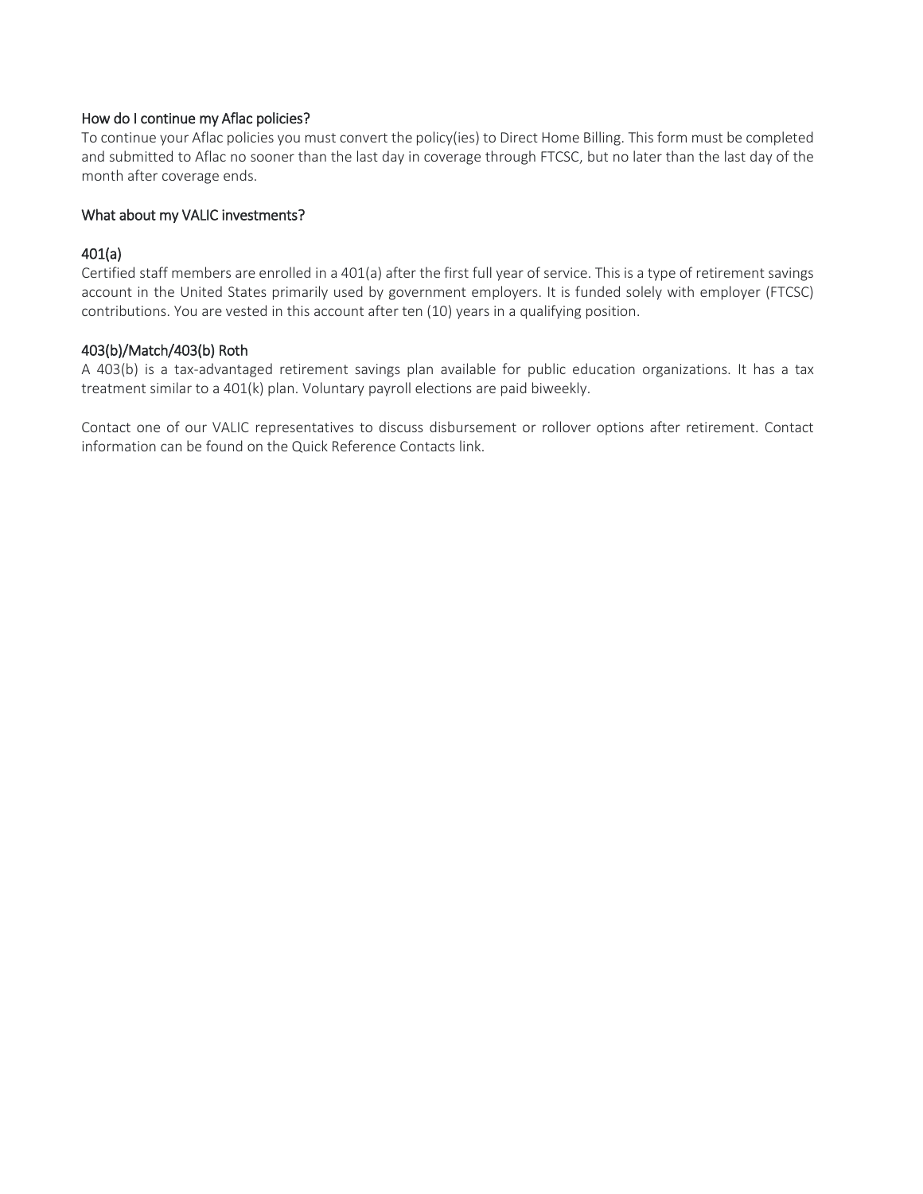### How do I continue my Aflac policies?

To continue your Aflac policies you must convert the policy(ies) to Direct Home Billing. This form must be completed and submitted to Aflac no sooner than the last day in coverage through FTCSC, but no later than the last day of the month after coverage ends.

### What about my VALIC investments?

#### 401(a)

Certified staff members are enrolled in a 401(a) after the first full year of service. This is a type of retirement savings account in the United States primarily used by government employers. It is funded solely with employer (FTCSC) contributions. You are vested in this account after ten (10) years in a qualifying position.

#### 403(b)/Match/403(b) Roth

A 403(b) is a tax-advantaged retirement savings plan available for public education organizations. It has a tax treatment similar to a 401(k) plan. Voluntary payroll elections are paid biweekly.

Contact one of our VALIC representatives to discuss disbursement or rollover options after retirement. Contact information can be found on the Quick Reference Contacts link.